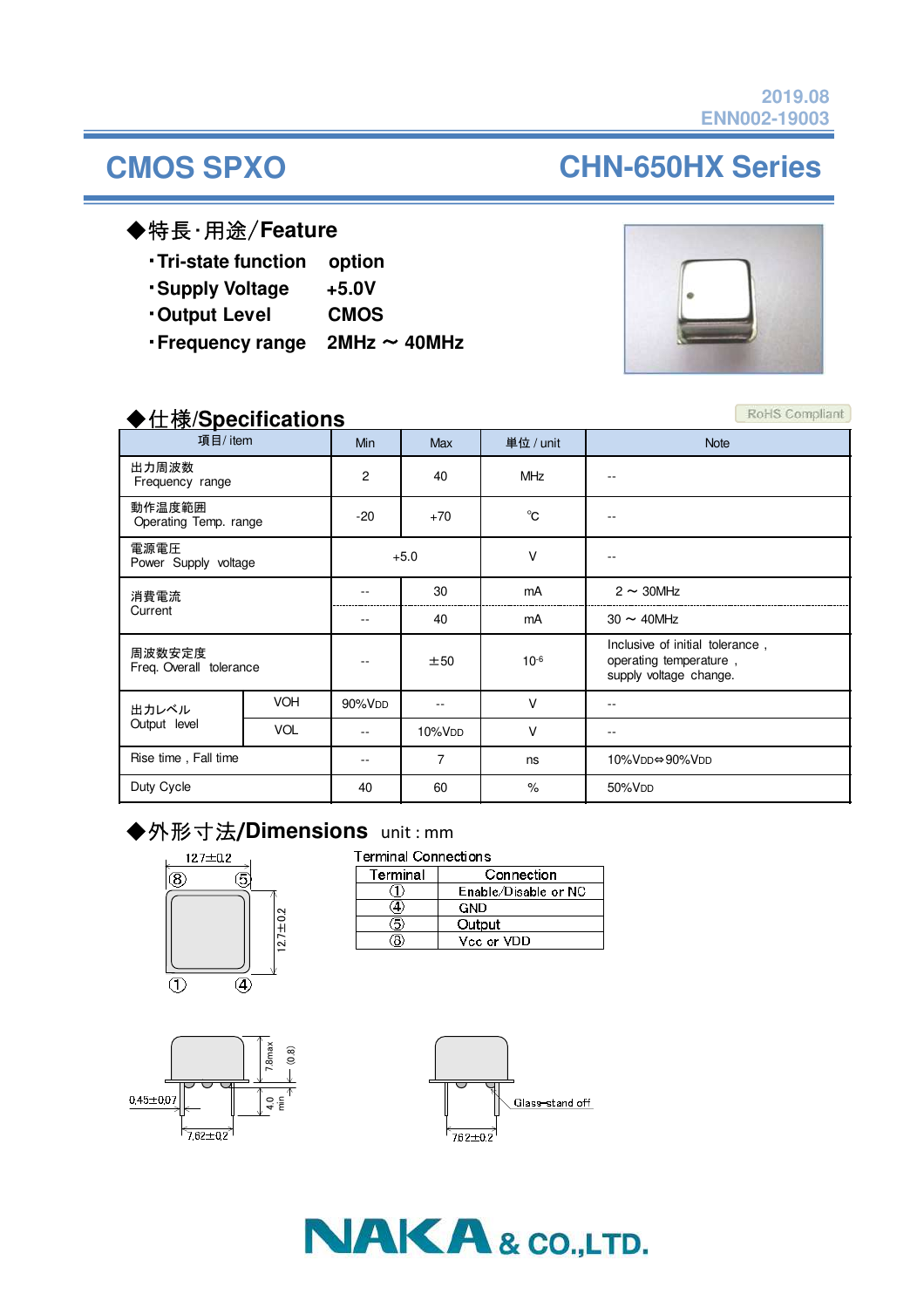2019.08
ENN002-19003

# CMOS SPXO

# CHN-650HX Series

## ◆特長･用途／Feature

- ･Tri-state function　option
- ･Supply Voltage　+5.0V
- ･Output Level　CMOS
- ･Frequency range　2MHz ～ 40MHz

## ◆仕様/Specifications

RoHS Compliant

| 項目/ item | | Min | Max | 単位 / unit | Note |
|---|---|---|---|---|---|
| 出力周波数<br>Frequency range | | 2 | 40 | MHz | -- |
| 動作温度範囲<br>Operating Temp. range | | -20 | +70 | ℃ | -- |
| 電源電圧<br>Power Supply voltage | | +5.0 | | V | -- |
| 消費電流<br>Current | | -- | 30 | mA | 2 ～ 30MHz |
| | | -- | 40 | mA | 30 ～ 40MHz |
| 周波数安定度<br>Freq. Overall tolerance | | -- | ±50 | $10^{-6}$ | Inclusive of initial tolerance , operating temperature , supply voltage change. |
| 出力レベル<br>Output level | VOH | 90%VDD | -- | V | -- |
| | VOL | -- | 10%VDD | V | -- |
| Rise time , Fall time | | -- | 7 | ns | 10%VDD⇔90%VDD |
| Duty Cycle | | 40 | 60 | % | 50%VDD |

## ◆外形寸法/Dimensions unit : mm

12.7±0.2
⑧ ⑤
12.7±0.2
① ④

Terminal Connections

| Terminal | Connection |
|---|---|
| ① | Enable/Disable or NC |
| ④ | GND |
| ⑤ | Output |
| ⑧ | Vcc or VDD |

7.8max
(0.8)
4.0 min
0.45±0.07
7.62±0.2

Glass-stand off
7.62±0.2

NAKA & CO.,LTD.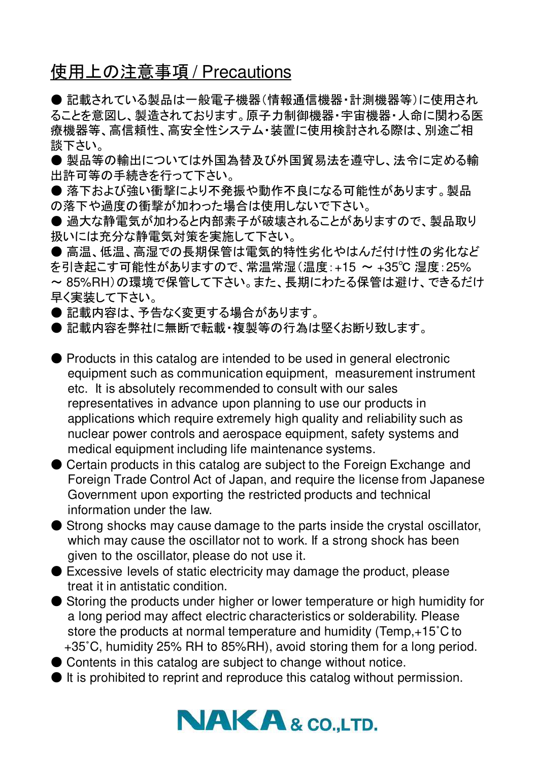# 使用上の注意事項 / Precautions

● 記載されている製品は一般電子機器（情報通信機器・計測機器等）に使用されることを意図し、製造されております。原子力制御機器・宇宙機器・人命に関わる医療機器等、高信頼性、高安全性システム・装置に使用検討される際は、別途ご相談下さい。
● 製品等の輸出については外国為替及び外国貿易法を遵守し、法令に定める輸出許可等の手続きを行って下さい。
● 落下および強い衝撃により不発振や動作不良になる可能性があります。製品の落下や過度の衝撃が加わった場合は使用しないで下さい。
● 過大な静電気が加わると内部素子が破壊されることがありますので、製品取り扱いには充分な静電気対策を実施して下さい。
● 高温、低温、高湿での長期保管は電気的特性劣化やはんだ付け性の劣化などを引き起こす可能性がありますので、常温常湿（温度：+15 ～ +35℃ 湿度：25% ～ 85%RH）の環境で保管して下さい。また、長期にわたる保管は避け、できるだけ早く実装して下さい。
● 記載内容は、予告なく変更する場合があります。
● 記載内容を弊社に無断で転載・複製等の行為は堅くお断り致します。

● Products in this catalog are intended to be used in general electronic equipment such as communication equipment, measurement instrument etc. It is absolutely recommended to consult with our sales representatives in advance upon planning to use our products in applications which require extremely high quality and reliability such as nuclear power controls and aerospace equipment, safety systems and medical equipment including life maintenance systems.
● Certain products in this catalog are subject to the Foreign Exchange and Foreign Trade Control Act of Japan, and require the license from Japanese Government upon exporting the restricted products and technical information under the law.
● Strong shocks may cause damage to the parts inside the crystal oscillator, which may cause the oscillator not to work. If a strong shock has been given to the oscillator, please do not use it.
● Excessive levels of static electricity may damage the product, please treat it in antistatic condition.
● Storing the products under higher or lower temperature or high humidity for a long period may affect electric characteristics or solderability. Please store the products at normal temperature and humidity (Temp,+15˚C to +35˚C, humidity 25% RH to 85%RH), avoid storing them for a long period.
● Contents in this catalog are subject to change without notice.
● It is prohibited to reprint and reproduce this catalog without permission.

NAKA & CO.,LTD.